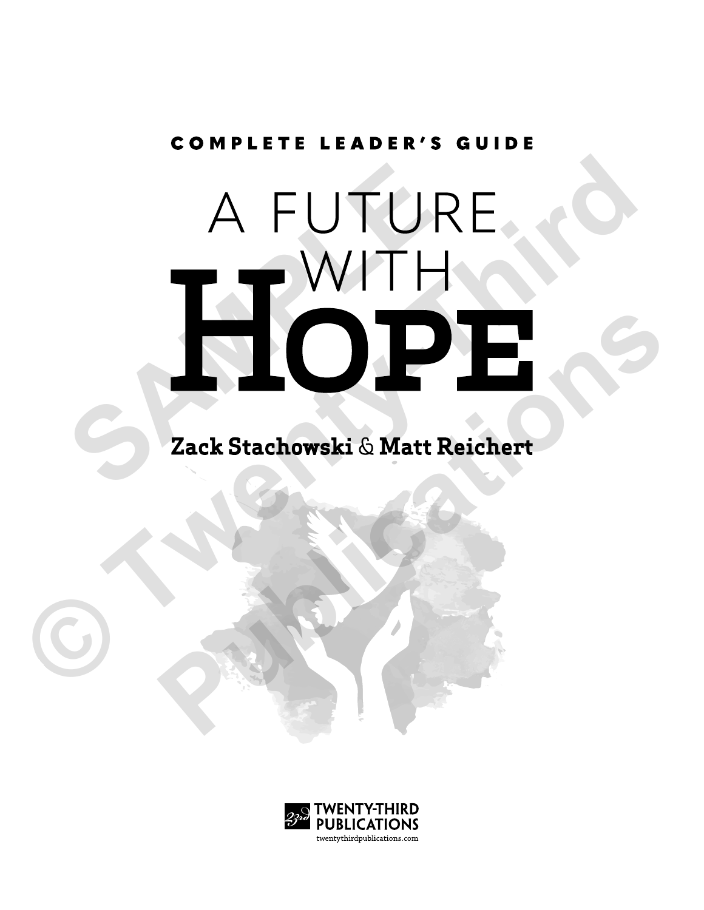COMPLETE LEADER'S GUIDE

# A FUTURE WITH HOPE

**Zack Stachowski & Matt Reichert**

TWENTY-THIRD PUBLICATIONS
twentythirdpublications.com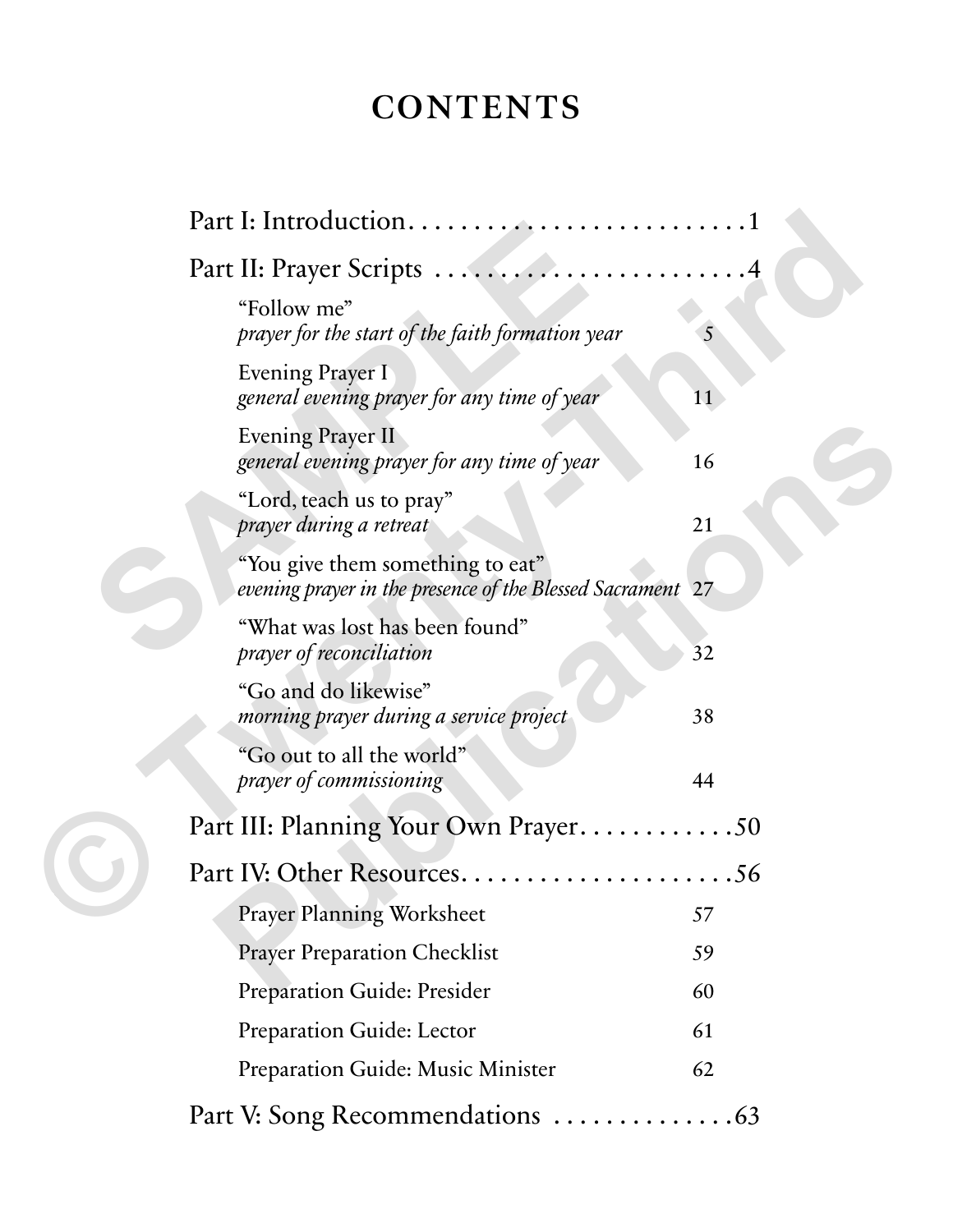# CONTENTS

Part I: Introduction . . . . . . . . . . . . . . . . . . . . . . . . . . 1

Part II: Prayer Scripts . . . . . . . . . . . . . . . . . . . . . . . . . 4

- "Follow me"
  *prayer for the start of the faith formation year* 5
- Evening Prayer I
  *general evening prayer for any time of year* 11
- Evening Prayer II
  *general evening prayer for any time of year* 16
- "Lord, teach us to pray"
  *prayer during a retreat* 21
- "You give them something to eat"
  *evening prayer in the presence of the Blessed Sacrament* 27
- "What was lost has been found"
  *prayer of reconciliation* 32
- "Go and do likewise"
  *morning prayer during a service project* 38
- "Go out to all the world"
  *prayer of commissioning* 44

Part III: Planning Your Own Prayer . . . . . . . . . . . . 50

Part IV: Other Resources . . . . . . . . . . . . . . . . . . . . . 56

- Prayer Planning Worksheet 57
- Prayer Preparation Checklist 59
- Preparation Guide: Presider 60
- Preparation Guide: Lector 61
- Preparation Guide: Music Minister 62

Part V: Song Recommendations . . . . . . . . . . . . . . 63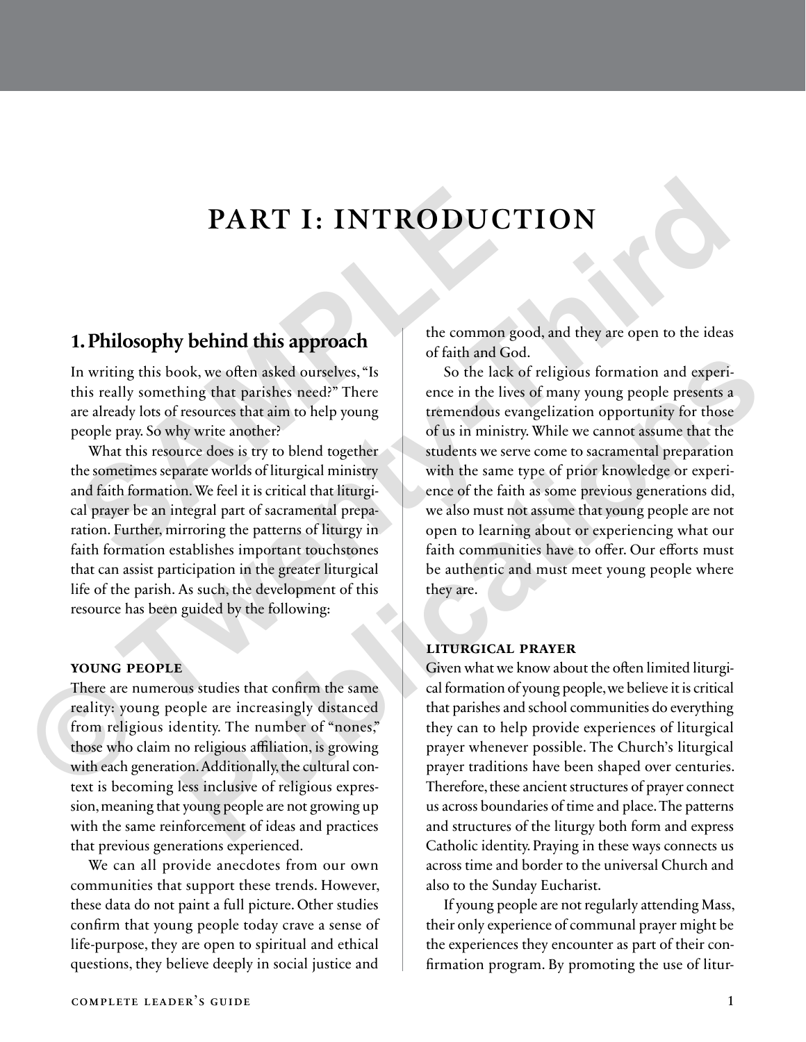# PART I: INTRODUCTION

## 1. Philosophy behind this approach

In writing this book, we often asked ourselves, "Is this really something that parishes need?" There are already lots of resources that aim to help young people pray. So why write another?

What this resource does is try to blend together the sometimes separate worlds of liturgical ministry and faith formation. We feel it is critical that liturgical prayer be an integral part of sacramental preparation. Further, mirroring the patterns of liturgy in faith formation establishes important touchstones that can assist participation in the greater liturgical life of the parish. As such, the development of this resource has been guided by the following:

### YOUNG PEOPLE

There are numerous studies that confirm the same reality: young people are increasingly distanced from religious identity. The number of "nones," those who claim no religious affiliation, is growing with each generation. Additionally, the cultural context is becoming less inclusive of religious expression, meaning that young people are not growing up with the same reinforcement of ideas and practices that previous generations experienced.

We can all provide anecdotes from our own communities that support these trends. However, these data do not paint a full picture. Other studies confirm that young people today crave a sense of life-purpose, they are open to spiritual and ethical questions, they believe deeply in social justice and the common good, and they are open to the ideas of faith and God.

So the lack of religious formation and experience in the lives of many young people presents a tremendous evangelization opportunity for those of us in ministry. While we cannot assume that the students we serve come to sacramental preparation with the same type of prior knowledge or experience of the faith as some previous generations did, we also must not assume that young people are not open to learning about or experiencing what our faith communities have to offer. Our efforts must be authentic and must meet young people where they are.

### LITURGICAL PRAYER

Given what we know about the often limited liturgical formation of young people, we believe it is critical that parishes and school communities do everything they can to help provide experiences of liturgical prayer whenever possible. The Church's liturgical prayer traditions have been shaped over centuries. Therefore, these ancient structures of prayer connect us across boundaries of time and place. The patterns and structures of the liturgy both form and express Catholic identity. Praying in these ways connects us across time and border to the universal Church and also to the Sunday Eucharist.

If young people are not regularly attending Mass, their only experience of communal prayer might be the experiences they encounter as part of their confirmation program. By promoting the use of litur-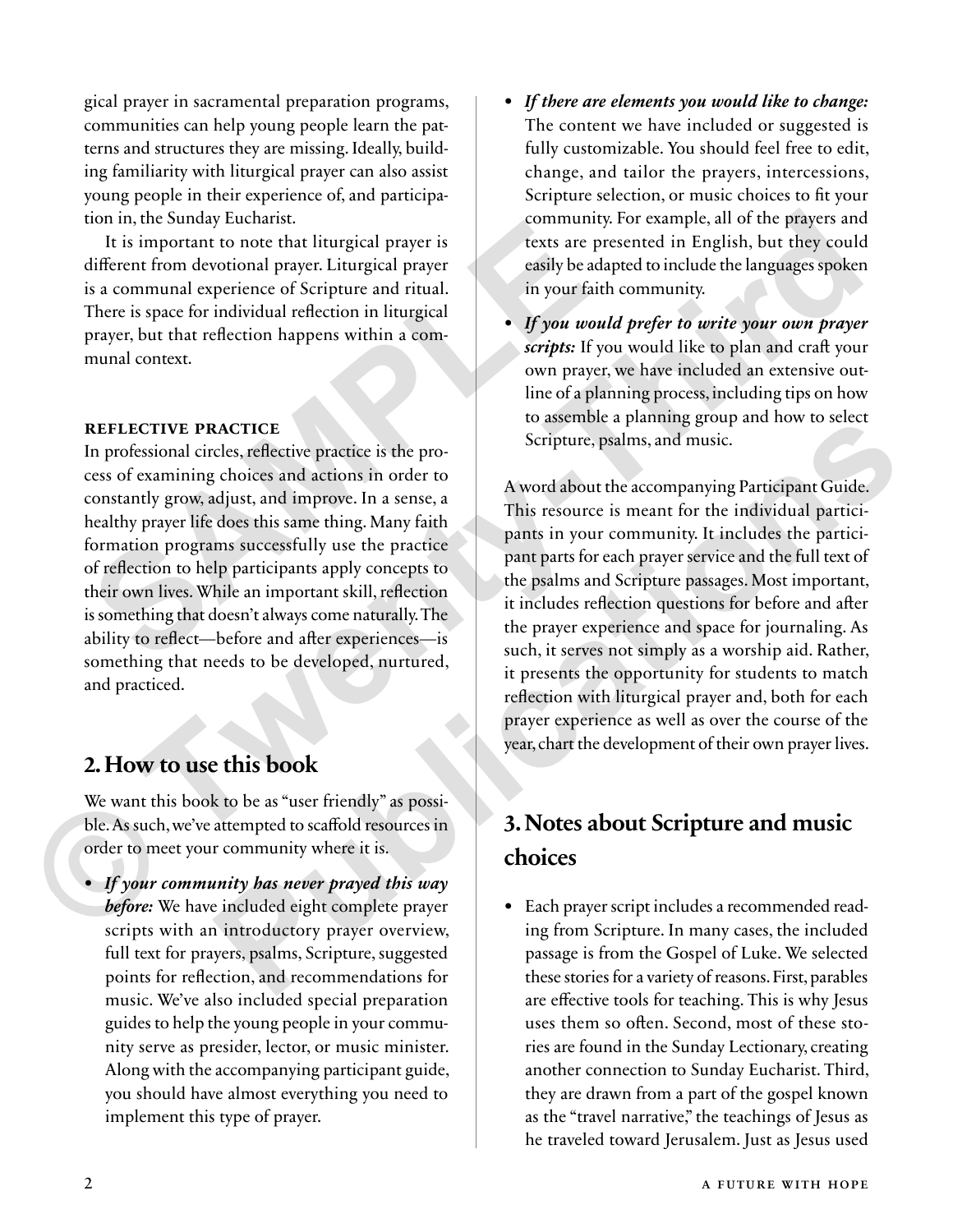gical prayer in sacramental preparation programs, communities can help young people learn the patterns and structures they are missing. Ideally, building familiarity with liturgical prayer can also assist young people in their experience of, and participation in, the Sunday Eucharist.

It is important to note that liturgical prayer is different from devotional prayer. Liturgical prayer is a communal experience of Scripture and ritual. There is space for individual reflection in liturgical prayer, but that reflection happens within a communal context.

#### REFLECTIVE PRACTICE

In professional circles, reflective practice is the process of examining choices and actions in order to constantly grow, adjust, and improve. In a sense, a healthy prayer life does this same thing. Many faith formation programs successfully use the practice of reflection to help participants apply concepts to their own lives. While an important skill, reflection is something that doesn't always come naturally. The ability to reflect—before and after experiences—is something that needs to be developed, nurtured, and practiced.

## 2. How to use this book

We want this book to be as "user friendly" as possible. As such, we've attempted to scaffold resources in order to meet your community where it is.

- ***If your community has never prayed this way before:*** We have included eight complete prayer scripts with an introductory prayer overview, full text for prayers, psalms, Scripture, suggested points for reflection, and recommendations for music. We've also included special preparation guides to help the young people in your community serve as presider, lector, or music minister. Along with the accompanying participant guide, you should have almost everything you need to implement this type of prayer.
- ***If there are elements you would like to change:*** The content we have included or suggested is fully customizable. You should feel free to edit, change, and tailor the prayers, intercessions, Scripture selection, or music choices to fit your community. For example, all of the prayers and texts are presented in English, but they could easily be adapted to include the languages spoken in your faith community.
- ***If you would prefer to write your own prayer scripts:*** If you would like to plan and craft your own prayer, we have included an extensive outline of a planning process, including tips on how to assemble a planning group and how to select Scripture, psalms, and music.

A word about the accompanying Participant Guide. This resource is meant for the individual participants in your community. It includes the participant parts for each prayer service and the full text of the psalms and Scripture passages. Most important, it includes reflection questions for before and after the prayer experience and space for journaling. As such, it serves not simply as a worship aid. Rather, it presents the opportunity for students to match reflection with liturgical prayer and, both for each prayer experience as well as over the course of the year, chart the development of their own prayer lives.

## 3. Notes about Scripture and music choices

- Each prayer script includes a recommended reading from Scripture. In many cases, the included passage is from the Gospel of Luke. We selected these stories for a variety of reasons. First, parables are effective tools for teaching. This is why Jesus uses them so often. Second, most of these stories are found in the Sunday Lectionary, creating another connection to Sunday Eucharist. Third, they are drawn from a part of the gospel known as the "travel narrative," the teachings of Jesus as he traveled toward Jerusalem. Just as Jesus used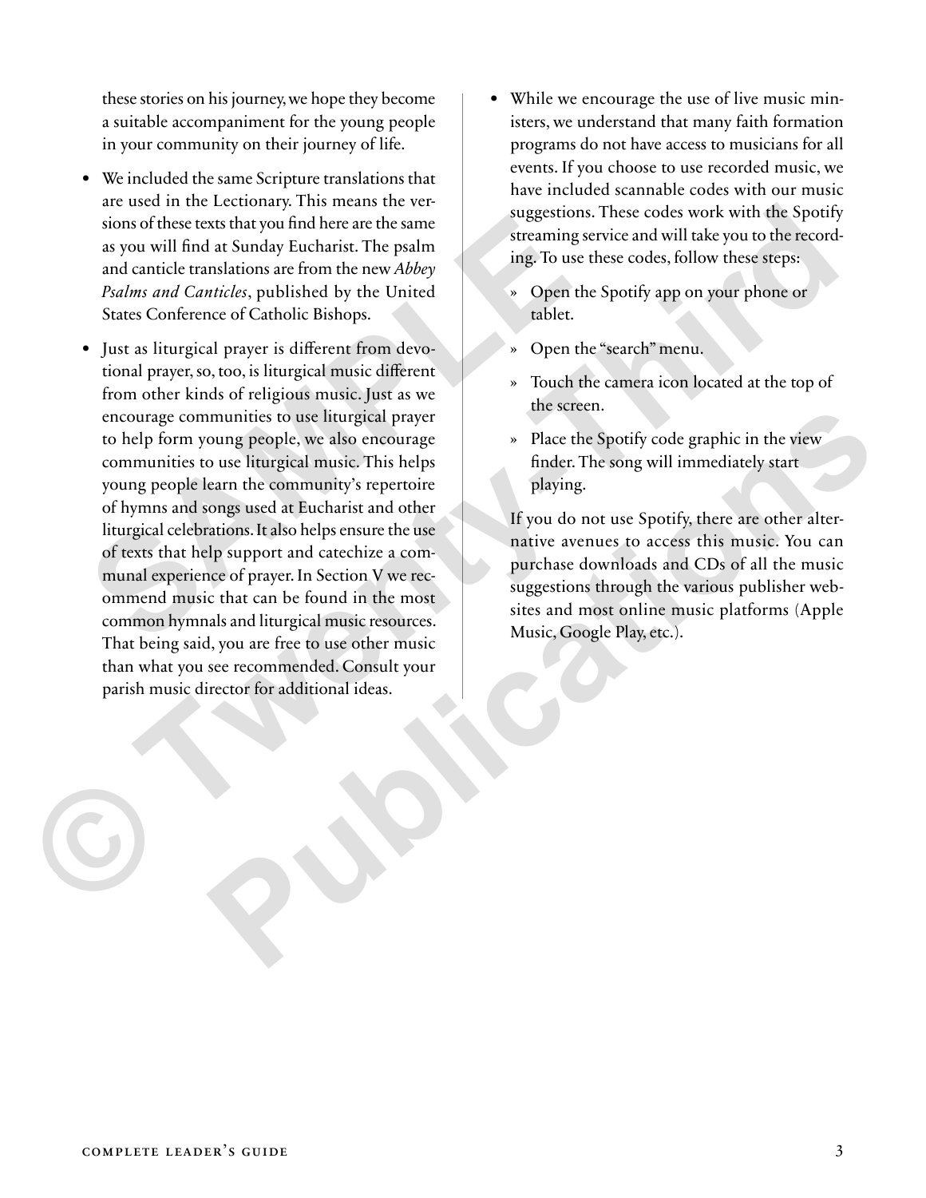these stories on his journey, we hope they become a suitable accompaniment for the young people in your community on their journey of life.

- We included the same Scripture translations that are used in the Lectionary. This means the versions of these texts that you find here are the same as you will find at Sunday Eucharist. The psalm and canticle translations are from the new *Abbey Psalms and Canticles*, published by the United States Conference of Catholic Bishops.

- Just as liturgical prayer is different from devotional prayer, so, too, is liturgical music different from other kinds of religious music. Just as we encourage communities to use liturgical prayer to help form young people, we also encourage communities to use liturgical music. This helps young people learn the community's repertoire of hymns and songs used at Eucharist and other liturgical celebrations. It also helps ensure the use of texts that help support and catechize a communal experience of prayer. In Section V we recommend music that can be found in the most common hymnals and liturgical music resources. That being said, you are free to use other music than what you see recommended. Consult your parish music director for additional ideas.

- While we encourage the use of live music ministers, we understand that many faith formation programs do not have access to musicians for all events. If you choose to use recorded music, we have included scannable codes with our music suggestions. These codes work with the Spotify streaming service and will take you to the recording. To use these codes, follow these steps:

  » Open the Spotify app on your phone or tablet.

  » Open the "search" menu.

  » Touch the camera icon located at the top of the screen.

  » Place the Spotify code graphic in the view finder. The song will immediately start playing.

  If you do not use Spotify, there are other alternative avenues to access this music. You can purchase downloads and CDs of all the music suggestions through the various publisher websites and most online music platforms (Apple Music, Google Play, etc.).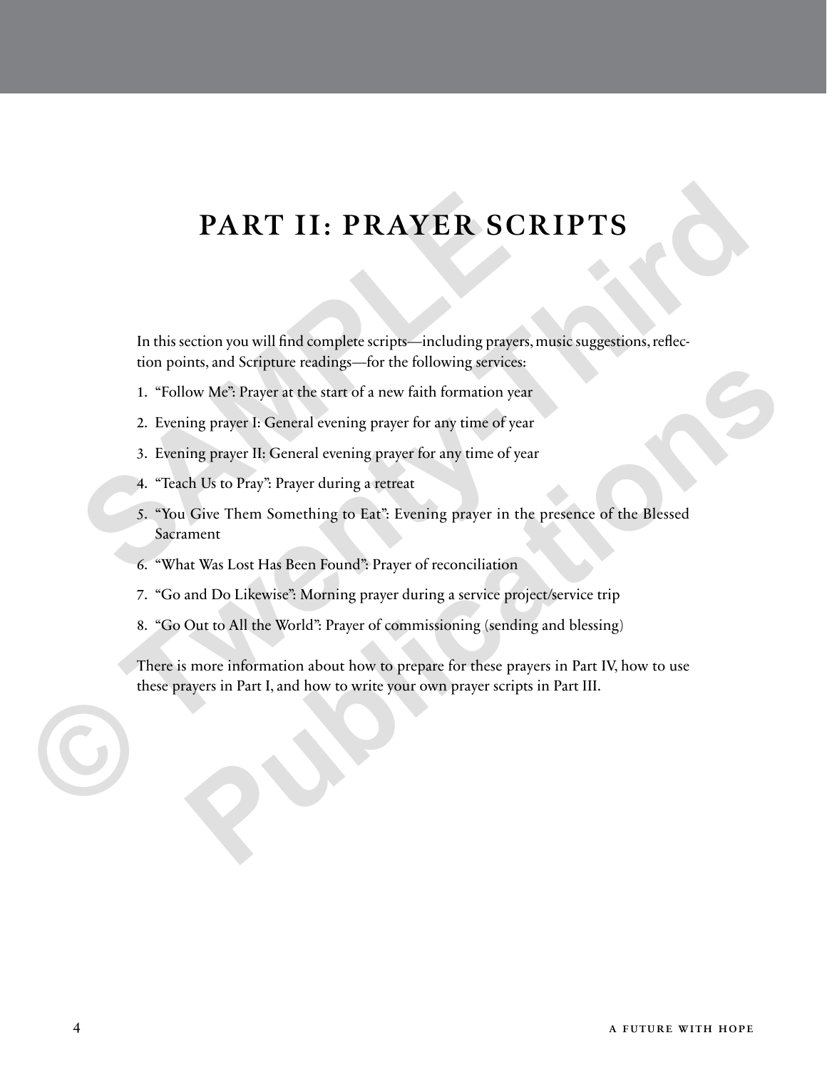# PART II: PRAYER SCRIPTS

In this section you will find complete scripts—including prayers, music suggestions, reflection points, and Scripture readings—for the following services:

1. "Follow Me": Prayer at the start of a new faith formation year
2. Evening prayer I: General evening prayer for any time of year
3. Evening prayer II: General evening prayer for any time of year
4. "Teach Us to Pray": Prayer during a retreat
5. "You Give Them Something to Eat": Evening prayer in the presence of the Blessed Sacrament
6. "What Was Lost Has Been Found": Prayer of reconciliation
7. "Go and Do Likewise": Morning prayer during a service project/service trip
8. "Go Out to All the World": Prayer of commissioning (sending and blessing)

There is more information about how to prepare for these prayers in Part IV, how to use these prayers in Part I, and how to write your own prayer scripts in Part III.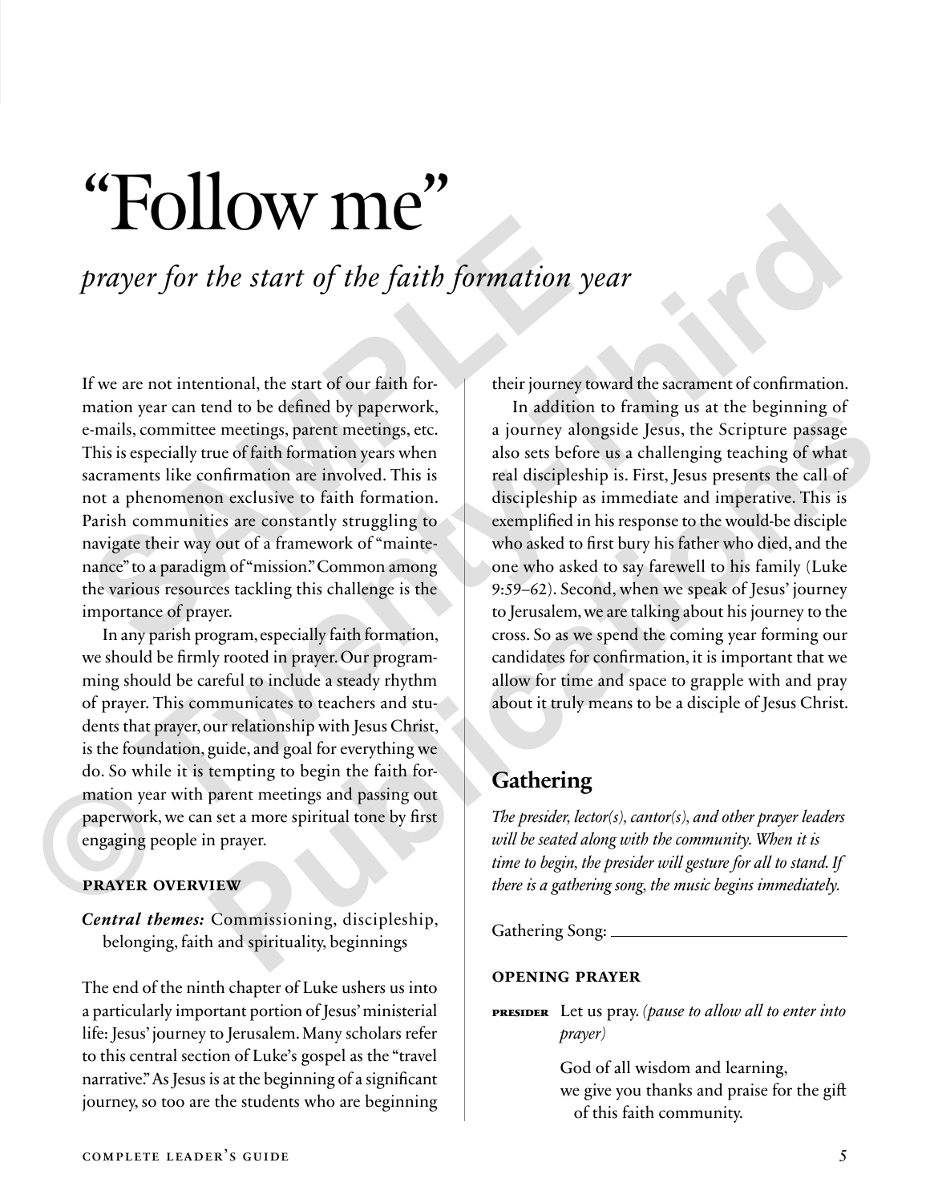# “Follow me”

*prayer for the start of the faith formation year*

If we are not intentional, the start of our faith formation year can tend to be defined by paperwork, e-mails, committee meetings, parent meetings, etc. This is especially true of faith formation years when sacraments like confirmation are involved. This is not a phenomenon exclusive to faith formation. Parish communities are constantly struggling to navigate their way out of a framework of “maintenance” to a paradigm of “mission.” Common among the various resources tackling this challenge is the importance of prayer.

In any parish program, especially faith formation, we should be firmly rooted in prayer. Our programming should be careful to include a steady rhythm of prayer. This communicates to teachers and students that prayer, our relationship with Jesus Christ, is the foundation, guide, and goal for everything we do. So while it is tempting to begin the faith formation year with parent meetings and passing out paperwork, we can set a more spiritual tone by first engaging people in prayer.

#### PRAYER OVERVIEW

***Central themes:*** Commissioning, discipleship, belonging, faith and spirituality, beginnings

The end of the ninth chapter of Luke ushers us into a particularly important portion of Jesus’ ministerial life: Jesus’ journey to Jerusalem. Many scholars refer to this central section of Luke’s gospel as the “travel narrative.” As Jesus is at the beginning of a significant journey, so too are the students who are beginning their journey toward the sacrament of confirmation.

In addition to framing us at the beginning of a journey alongside Jesus, the Scripture passage also sets before us a challenging teaching of what real discipleship is. First, Jesus presents the call of discipleship as immediate and imperative. This is exemplified in his response to the would-be disciple who asked to first bury his father who died, and the one who asked to say farewell to his family (Luke 9:59–62). Second, when we speak of Jesus’ journey to Jerusalem, we are talking about his journey to the cross. So as we spend the coming year forming our candidates for confirmation, it is important that we allow for time and space to grapple with and pray about it truly means to be a disciple of Jesus Christ.

## Gathering

*The presider, lector(s), cantor(s), and other prayer leaders will be seated along with the community. When it is time to begin, the presider will gesture for all to stand. If there is a gathering song, the music begins immediately.*

Gathering Song: ___________________________

#### OPENING PRAYER

PRESIDER Let us pray. *(pause to allow all to enter into prayer)*

God of all wisdom and learning,
we give you thanks and praise for the gift of this faith community.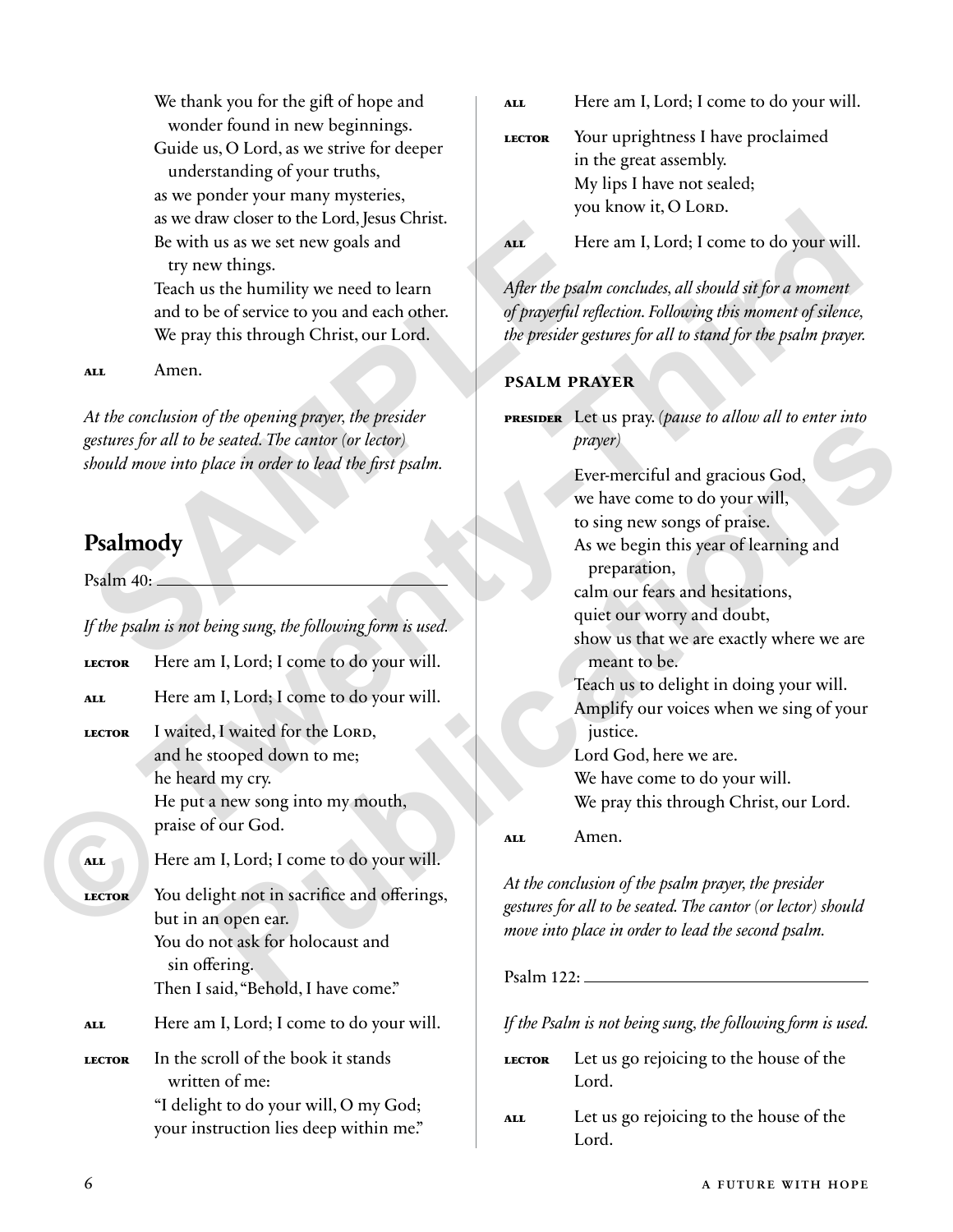We thank you for the gift of hope and
wonder found in new beginnings.
Guide us, O Lord, as we strive for deeper
understanding of your truths,
as we ponder your many mysteries,
as we draw closer to the Lord, Jesus Christ.
Be with us as we set new goals and
try new things.
Teach us the humility we need to learn
and to be of service to you and each other.
We pray this through Christ, our Lord.

**ALL** Amen.

*At the conclusion of the opening prayer, the presider gestures for all to be seated. The cantor (or lector) should move into place in order to lead the first psalm.*

## Psalmody

Psalm 40: ______________________________

*If the psalm is not being sung, the following form is used.*

**LECTOR** Here am I, Lord; I come to do your will.

**ALL** Here am I, Lord; I come to do your will.

**LECTOR** I waited, I waited for the LORD,
and he stooped down to me;
he heard my cry.
He put a new song into my mouth,
praise of our God.

**ALL** Here am I, Lord; I come to do your will.

**LECTOR** You delight not in sacrifice and offerings,
but in an open ear.
You do not ask for holocaust and
sin offering.
Then I said, "Behold, I have come."

**ALL** Here am I, Lord; I come to do your will.

**LECTOR** In the scroll of the book it stands
written of me:
"I delight to do your will, O my God;
your instruction lies deep within me."

**ALL** Here am I, Lord; I come to do your will.

**LECTOR** Your uprightness I have proclaimed
in the great assembly.
My lips I have not sealed;
you know it, O LORD.

**ALL** Here am I, Lord; I come to do your will.

*After the psalm concludes, all should sit for a moment of prayerful reflection. Following this moment of silence, the presider gestures for all to stand for the psalm prayer.*

### PSALM PRAYER

**PRESIDER** Let us pray. *(pause to allow all to enter into prayer)*

Ever-merciful and gracious God,
we have come to do your will,
to sing new songs of praise.
As we begin this year of learning and
preparation,
calm our fears and hesitations,
quiet our worry and doubt,
show us that we are exactly where we are
meant to be.
Teach us to delight in doing your will.
Amplify our voices when we sing of your
justice.
Lord God, here we are.
We have come to do your will.
We pray this through Christ, our Lord.

**ALL** Amen.

*At the conclusion of the psalm prayer, the presider gestures for all to be seated. The cantor (or lector) should move into place in order to lead the second psalm.*

Psalm 122: ______________________________

*If the Psalm is not being sung, the following form is used.*

**LECTOR** Let us go rejoicing to the house of the Lord.

**ALL** Let us go rejoicing to the house of the Lord.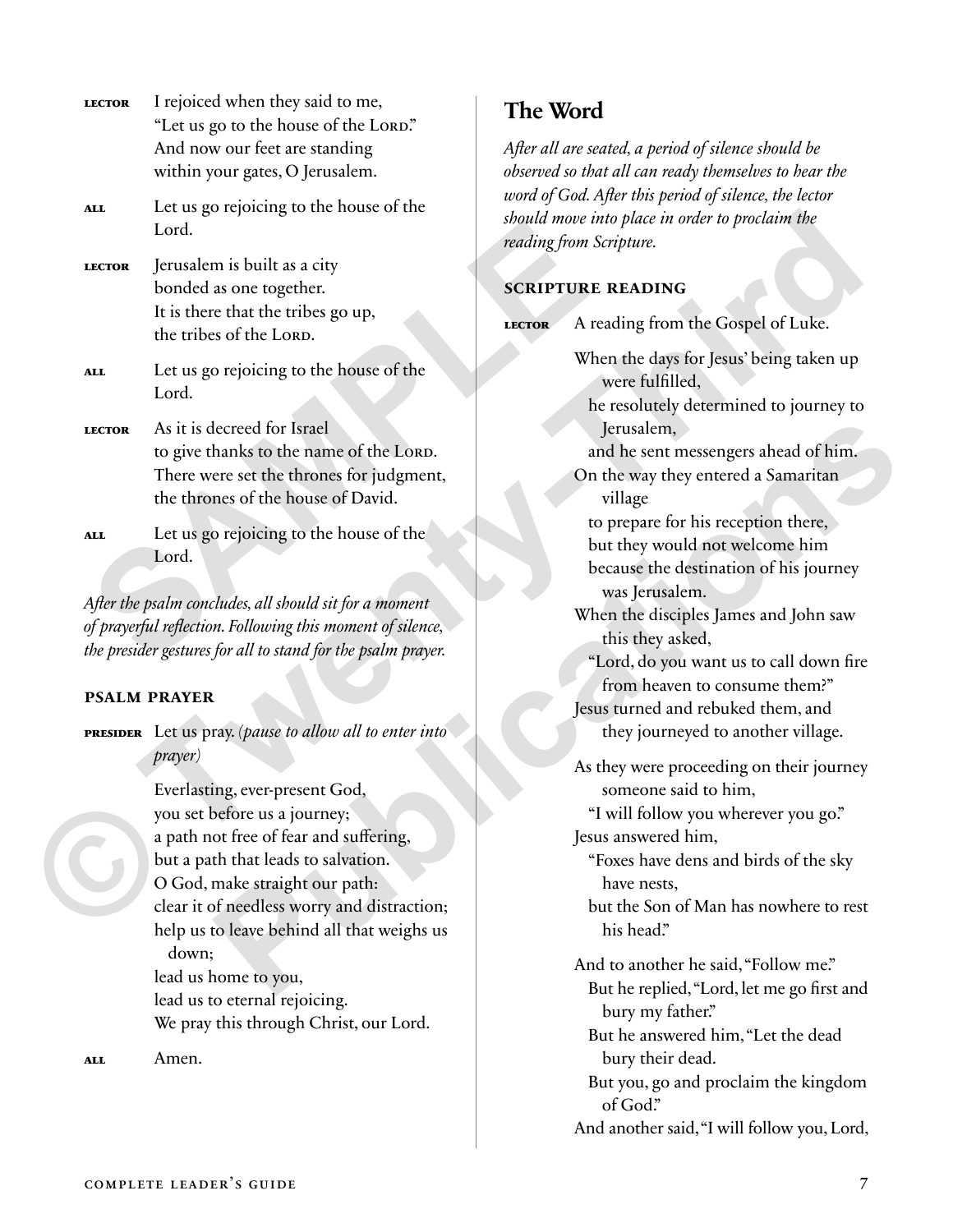**LECTOR** I rejoiced when they said to me,
"Let us go to the house of the LORD."
And now our feet are standing
within your gates, O Jerusalem.

**ALL** Let us go rejoicing to the house of the Lord.

**LECTOR** Jerusalem is built as a city
bonded as one together.
It is there that the tribes go up,
the tribes of the LORD.

**ALL** Let us go rejoicing to the house of the Lord.

**LECTOR** As it is decreed for Israel
to give thanks to the name of the LORD.
There were set the thrones for judgment,
the thrones of the house of David.

**ALL** Let us go rejoicing to the house of the Lord.

*After the psalm concludes, all should sit for a moment of prayerful reflection. Following this moment of silence, the presider gestures for all to stand for the psalm prayer.*

### PSALM PRAYER

**PRESIDER** Let us pray. *(pause to allow all to enter into prayer)*

Everlasting, ever-present God,
you set before us a journey;
a path not free of fear and suffering,
but a path that leads to salvation.
O God, make straight our path:
clear it of needless worry and distraction;
help us to leave behind all that weighs us down;
lead us home to you,
lead us to eternal rejoicing.
We pray this through Christ, our Lord.

**ALL** Amen.

## The Word

*After all are seated, a period of silence should be observed so that all can ready themselves to hear the word of God. After this period of silence, the lector should move into place in order to proclaim the reading from Scripture.*

### SCRIPTURE READING

**LECTOR** A reading from the Gospel of Luke.

When the days for Jesus' being taken up were fulfilled,
he resolutely determined to journey to Jerusalem,
and he sent messengers ahead of him.
On the way they entered a Samaritan village
to prepare for his reception there,
but they would not welcome him
because the destination of his journey was Jerusalem.
When the disciples James and John saw this they asked,
"Lord, do you want us to call down fire from heaven to consume them?"
Jesus turned and rebuked them, and they journeyed to another village.

As they were proceeding on their journey someone said to him,
"I will follow you wherever you go."
Jesus answered him,
"Foxes have dens and birds of the sky have nests,
but the Son of Man has nowhere to rest his head."

And to another he said, "Follow me."
But he replied, "Lord, let me go first and bury my father."
But he answered him, "Let the dead bury their dead.
But you, go and proclaim the kingdom of God."
And another said, "I will follow you, Lord,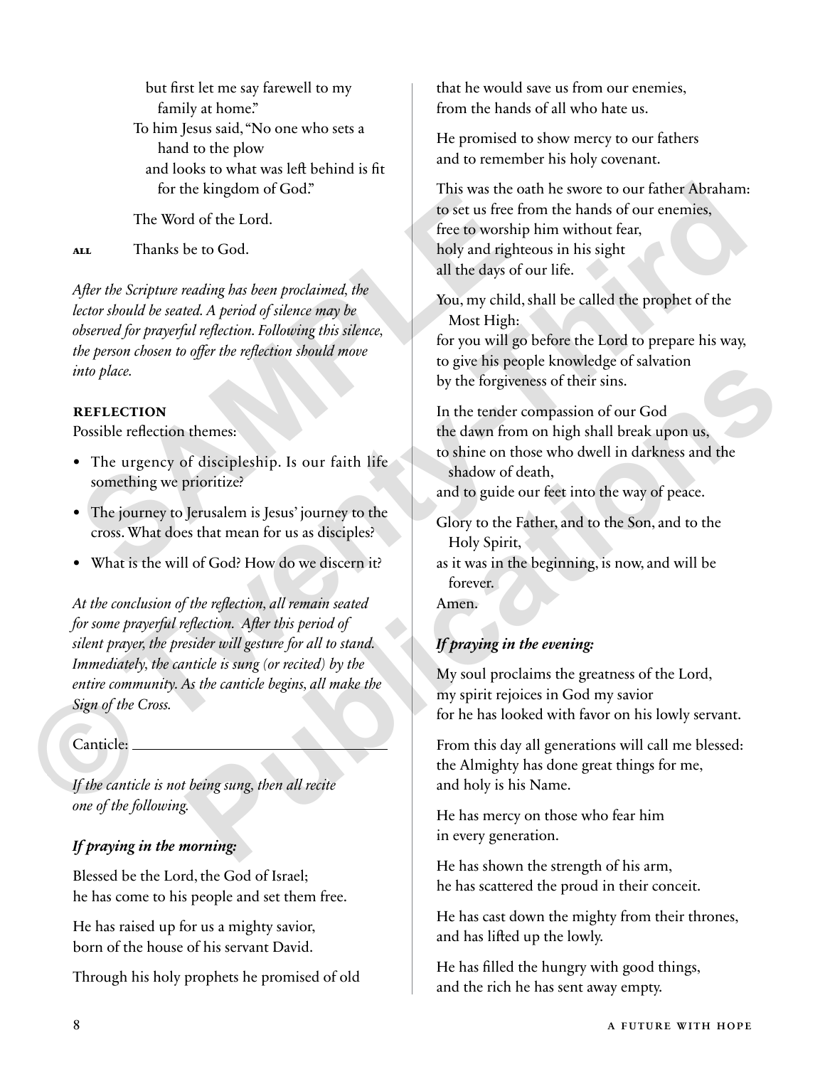but first let me say farewell to my family at home."

To him Jesus said, "No one who sets a hand to the plow and looks to what was left behind is fit for the kingdom of God."

The Word of the Lord.

**ALL** Thanks be to God.

*After the Scripture reading has been proclaimed, the lector should be seated. A period of silence may be observed for prayerful reflection. Following this silence, the person chosen to offer the reflection should move into place.*

**REFLECTION**

Possible reflection themes:

- The urgency of discipleship. Is our faith life something we prioritize?
- The journey to Jerusalem is Jesus' journey to the cross. What does that mean for us as disciples?
- What is the will of God? How do we discern it?

*At the conclusion of the reflection, all remain seated for some prayerful reflection. After this period of silent prayer, the presider will gesture for all to stand. Immediately, the canticle is sung (or recited) by the entire community. As the canticle begins, all make the Sign of the Cross.*

Canticle: ________________________________

*If the canticle is not being sung, then all recite one of the following.*

***If praying in the morning:***

Blessed be the Lord, the God of Israel;
he has come to his people and set them free.

He has raised up for us a mighty savior,
born of the house of his servant David.

Through his holy prophets he promised of old
that he would save us from our enemies,
from the hands of all who hate us.

He promised to show mercy to our fathers
and to remember his holy covenant.

This was the oath he swore to our father Abraham:
to set us free from the hands of our enemies,
free to worship him without fear,
holy and righteous in his sight
all the days of our life.

You, my child, shall be called the prophet of the Most High:
for you will go before the Lord to prepare his way,
to give his people knowledge of salvation
by the forgiveness of their sins.

In the tender compassion of our God
the dawn from on high shall break upon us,
to shine on those who dwell in darkness and the shadow of death,
and to guide our feet into the way of peace.

Glory to the Father, and to the Son, and to the Holy Spirit,
as it was in the beginning, is now, and will be forever.
Amen.

***If praying in the evening:***

My soul proclaims the greatness of the Lord,
my spirit rejoices in God my savior
for he has looked with favor on his lowly servant.

From this day all generations will call me blessed:
the Almighty has done great things for me,
and holy is his Name.

He has mercy on those who fear him
in every generation.

He has shown the strength of his arm,
he has scattered the proud in their conceit.

He has cast down the mighty from their thrones,
and has lifted up the lowly.

He has filled the hungry with good things,
and the rich he has sent away empty.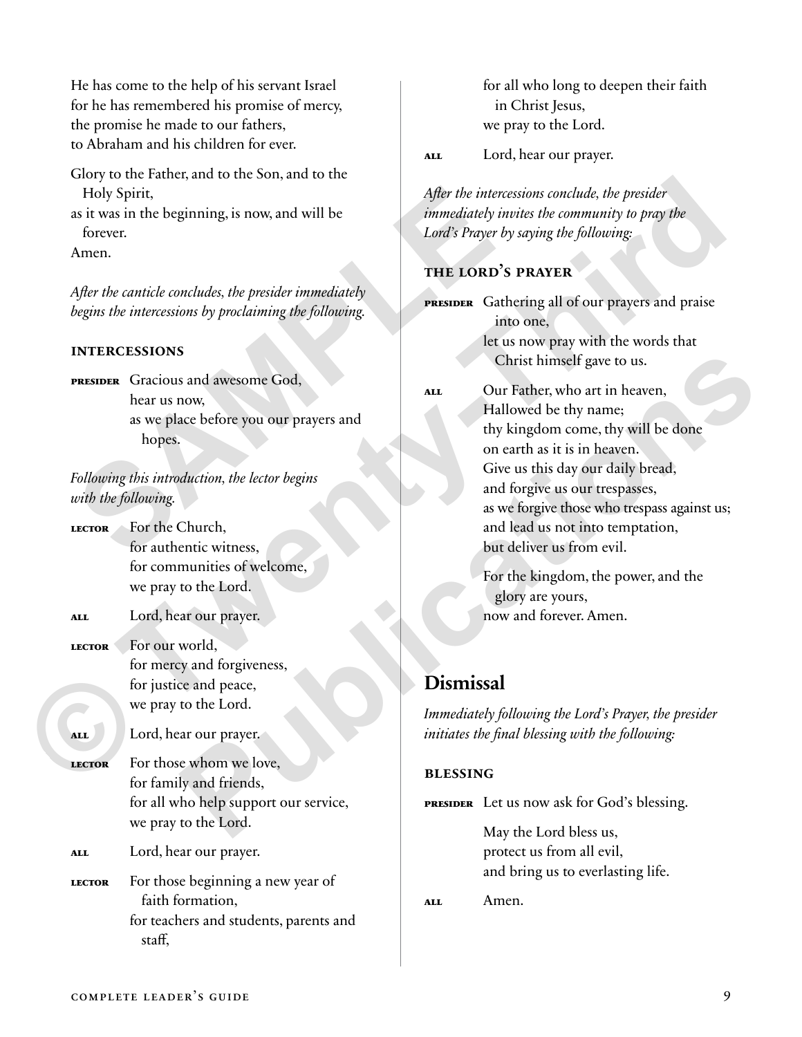He has come to the help of his servant Israel
for he has remembered his promise of mercy,
the promise he made to our fathers,
to Abraham and his children for ever.

Glory to the Father, and to the Son, and to the Holy Spirit,
as it was in the beginning, is now, and will be forever.
Amen.

*After the canticle concludes, the presider immediately begins the intercessions by proclaiming the following.*

### INTERCESSIONS

**PRESIDER** Gracious and awesome God,
hear us now,
as we place before you our prayers and hopes.

*Following this introduction, the lector begins with the following.*

**LECTOR** For the Church,
for authentic witness,
for communities of welcome,
we pray to the Lord.

**ALL** Lord, hear our prayer.

**LECTOR** For our world,
for mercy and forgiveness,
for justice and peace,
we pray to the Lord.

**ALL** Lord, hear our prayer.

**LECTOR** For those whom we love,
for family and friends,
for all who help support our service,
we pray to the Lord.

**ALL** Lord, hear our prayer.

**LECTOR** For those beginning a new year of faith formation,
for teachers and students, parents and staff,
for all who long to deepen their faith in Christ Jesus,
we pray to the Lord.

**ALL** Lord, hear our prayer.

*After the intercessions conclude, the presider immediately invites the community to pray the Lord's Prayer by saying the following:*

### THE LORD'S PRAYER

**PRESIDER** Gathering all of our prayers and praise into one,
let us now pray with the words that Christ himself gave to us.

**ALL** Our Father, who art in heaven,
Hallowed be thy name;
thy kingdom come, thy will be done
on earth as it is in heaven.
Give us this day our daily bread,
and forgive us our trespasses,
as we forgive those who trespass against us;
and lead us not into temptation,
but deliver us from evil.

For the kingdom, the power, and the glory are yours,
now and forever. Amen.

## Dismissal

*Immediately following the Lord's Prayer, the presider initiates the final blessing with the following:*

### BLESSING

**PRESIDER** Let us now ask for God's blessing.

May the Lord bless us,
protect us from all evil,
and bring us to everlasting life.

**ALL** Amen.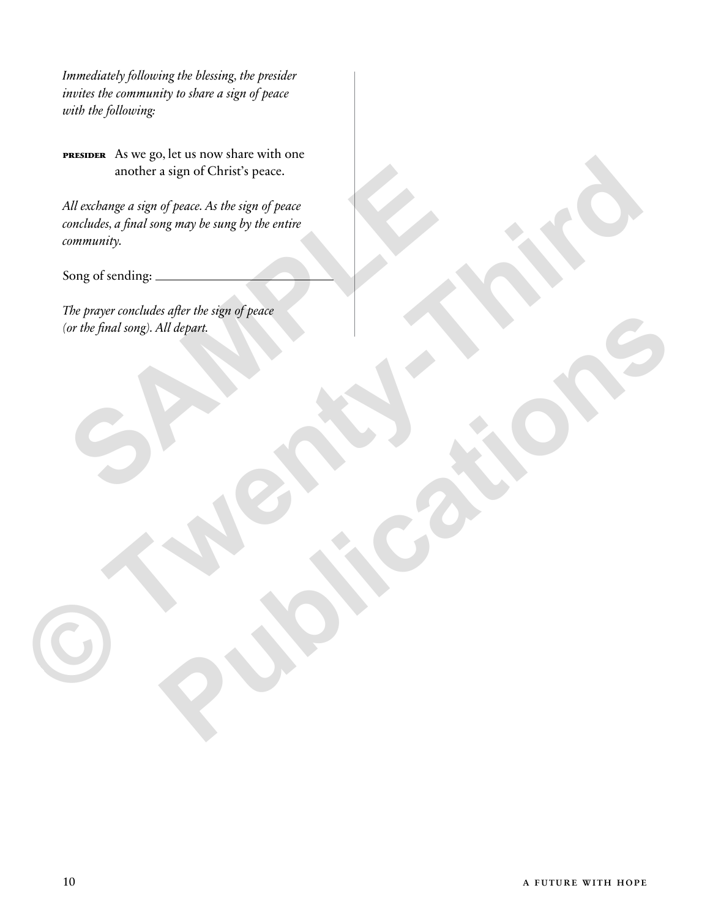*Immediately following the blessing, the presider invites the community to share a sign of peace with the following:*

**PRESIDER** As we go, let us now share with one another a sign of Christ's peace.

*All exchange a sign of peace. As the sign of peace concludes, a final song may be sung by the entire community.*

Song of sending: ______________________________

*The prayer concludes after the sign of peace (or the final song). All depart.*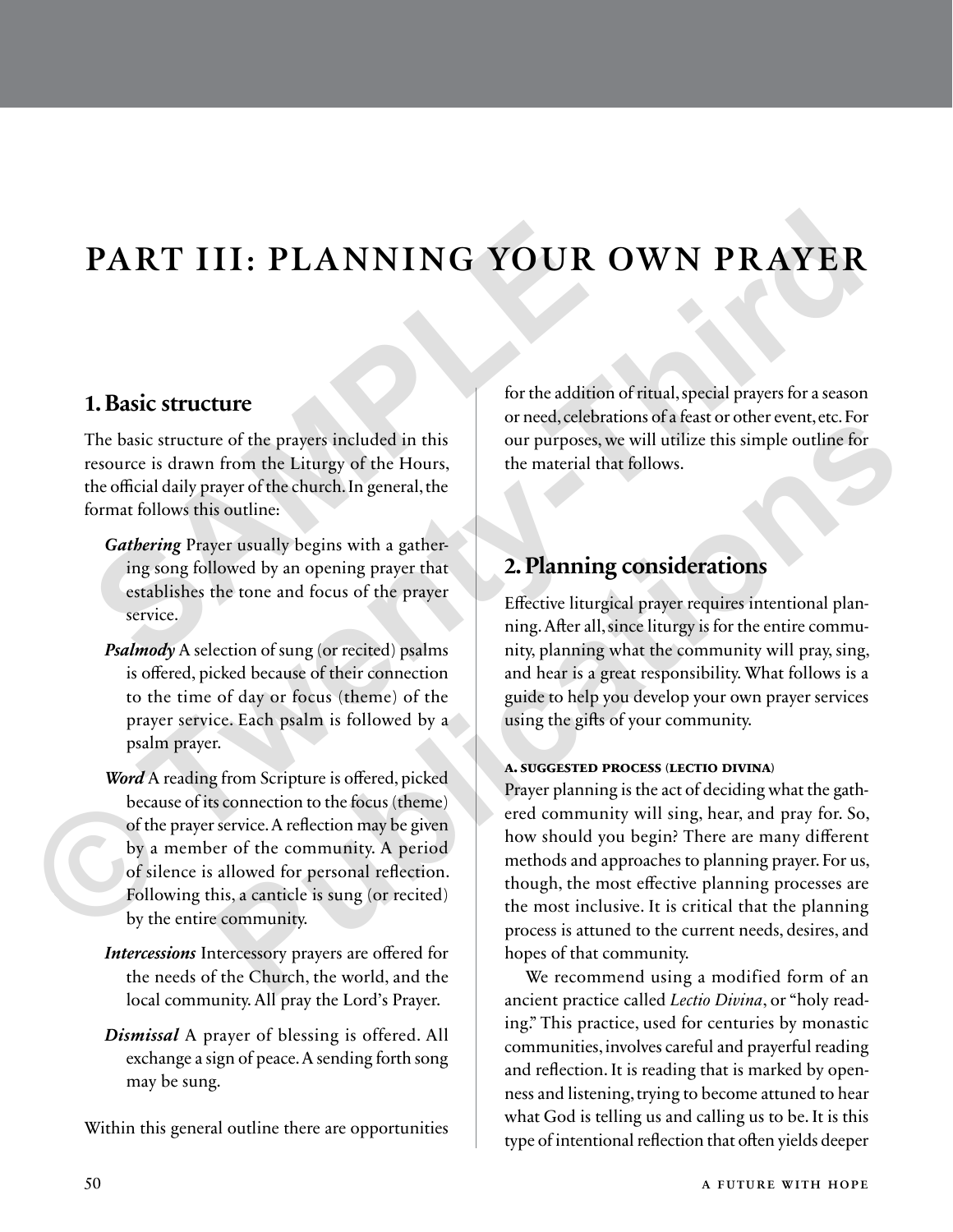# PART III: PLANNING YOUR OWN PRAYER

## 1. Basic structure

The basic structure of the prayers included in this resource is drawn from the Liturgy of the Hours, the official daily prayer of the church. In general, the format follows this outline:

***Gathering*** Prayer usually begins with a gathering song followed by an opening prayer that establishes the tone and focus of the prayer service.

***Psalmody*** A selection of sung (or recited) psalms is offered, picked because of their connection to the time of day or focus (theme) of the prayer service. Each psalm is followed by a psalm prayer.

***Word*** A reading from Scripture is offered, picked because of its connection to the focus (theme) of the prayer service. A reflection may be given by a member of the community. A period of silence is allowed for personal reflection. Following this, a canticle is sung (or recited) by the entire community.

***Intercessions*** Intercessory prayers are offered for the needs of the Church, the world, and the local community. All pray the Lord's Prayer.

***Dismissal*** A prayer of blessing is offered. All exchange a sign of peace. A sending forth song may be sung.

Within this general outline there are opportunities for the addition of ritual, special prayers for a season or need, celebrations of a feast or other event, etc. For our purposes, we will utilize this simple outline for the material that follows.

## 2. Planning considerations

Effective liturgical prayer requires intentional planning. After all, since liturgy is for the entire community, planning what the community will pray, sing, and hear is a great responsibility. What follows is a guide to help you develop your own prayer services using the gifts of your community.

### A. Suggested Process (Lectio Divina)

Prayer planning is the act of deciding what the gathered community will sing, hear, and pray for. So, how should you begin? There are many different methods and approaches to planning prayer. For us, though, the most effective planning processes are the most inclusive. It is critical that the planning process is attuned to the current needs, desires, and hopes of that community.

We recommend using a modified form of an ancient practice called *Lectio Divina*, or "holy reading." This practice, used for centuries by monastic communities, involves careful and prayerful reading and reflection. It is reading that is marked by openness and listening, trying to become attuned to hear what God is telling us and calling us to be. It is this type of intentional reflection that often yields deeper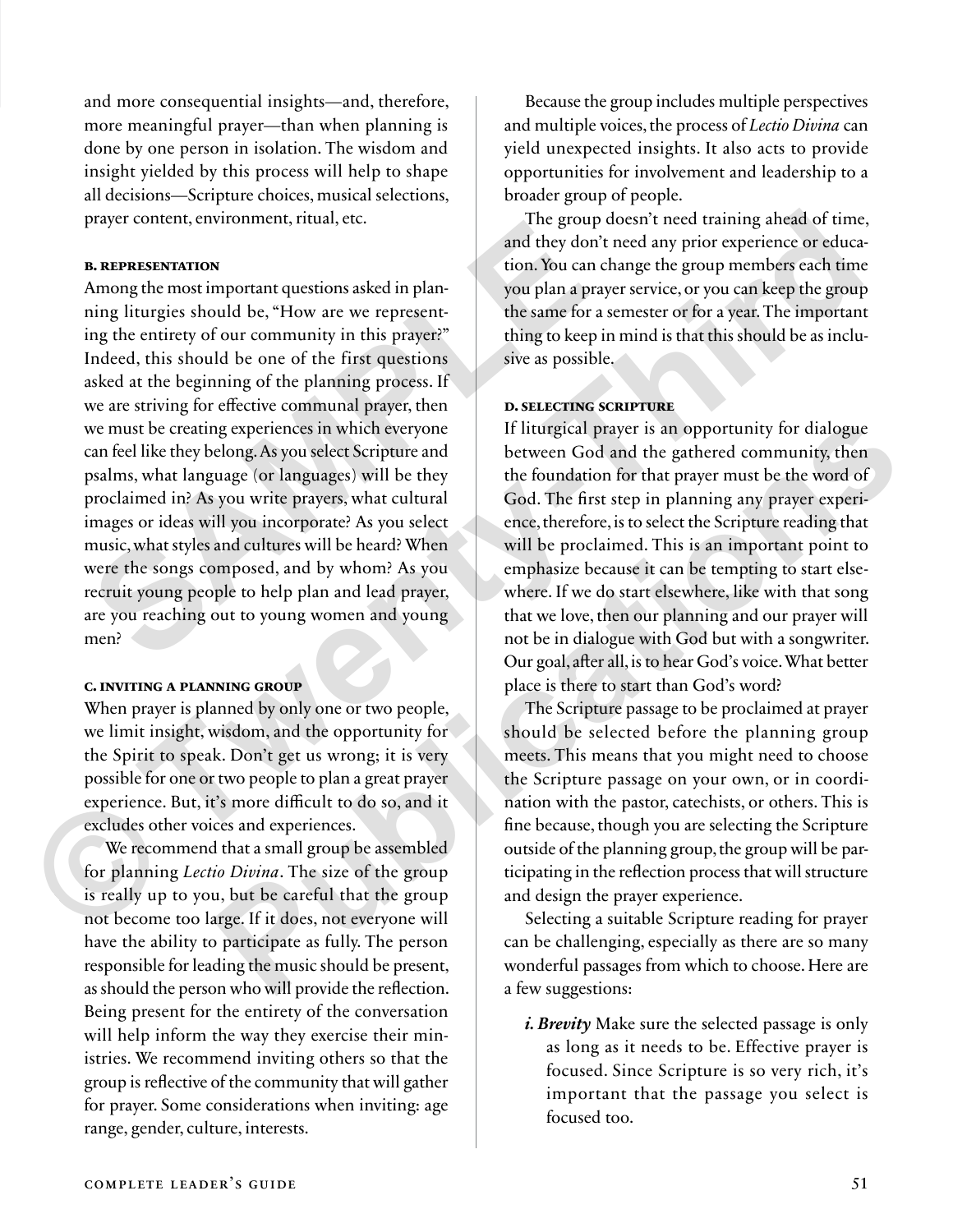and more consequential insights—and, therefore, more meaningful prayer—than when planning is done by one person in isolation. The wisdom and insight yielded by this process will help to shape all decisions—Scripture choices, musical selections, prayer content, environment, ritual, etc.

#### B. Representation

Among the most important questions asked in planning liturgies should be, "How are we representing the entirety of our community in this prayer?" Indeed, this should be one of the first questions asked at the beginning of the planning process. If we are striving for effective communal prayer, then we must be creating experiences in which everyone can feel like they belong. As you select Scripture and psalms, what language (or languages) will be they proclaimed in? As you write prayers, what cultural images or ideas will you incorporate? As you select music, what styles and cultures will be heard? When were the songs composed, and by whom? As you recruit young people to help plan and lead prayer, are you reaching out to young women and young men?

#### C. Inviting a Planning Group

When prayer is planned by only one or two people, we limit insight, wisdom, and the opportunity for the Spirit to speak. Don't get us wrong; it is very possible for one or two people to plan a great prayer experience. But, it's more difficult to do so, and it excludes other voices and experiences.

We recommend that a small group be assembled for planning *Lectio Divina*. The size of the group is really up to you, but be careful that the group not become too large. If it does, not everyone will have the ability to participate as fully. The person responsible for leading the music should be present, as should the person who will provide the reflection. Being present for the entirety of the conversation will help inform the way they exercise their ministries. We recommend inviting others so that the group is reflective of the community that will gather for prayer. Some considerations when inviting: age range, gender, culture, interests.

Because the group includes multiple perspectives and multiple voices, the process of *Lectio Divina* can yield unexpected insights. It also acts to provide opportunities for involvement and leadership to a broader group of people.

The group doesn't need training ahead of time, and they don't need any prior experience or education. You can change the group members each time you plan a prayer service, or you can keep the group the same for a semester or for a year. The important thing to keep in mind is that this should be as inclusive as possible.

#### D. Selecting Scripture

If liturgical prayer is an opportunity for dialogue between God and the gathered community, then the foundation for that prayer must be the word of God. The first step in planning any prayer experience, therefore, is to select the Scripture reading that will be proclaimed. This is an important point to emphasize because it can be tempting to start elsewhere. If we do start elsewhere, like with that song that we love, then our planning and our prayer will not be in dialogue with God but with a songwriter. Our goal, after all, is to hear God's voice. What better place is there to start than God's word?

The Scripture passage to be proclaimed at prayer should be selected before the planning group meets. This means that you might need to choose the Scripture passage on your own, or in coordination with the pastor, catechists, or others. This is fine because, though you are selecting the Scripture outside of the planning group, the group will be participating in the reflection process that will structure and design the prayer experience.

Selecting a suitable Scripture reading for prayer can be challenging, especially as there are so many wonderful passages from which to choose. Here are a few suggestions:

- ***i. Brevity*** Make sure the selected passage is only as long as it needs to be. Effective prayer is focused. Since Scripture is so very rich, it's important that the passage you select is focused too.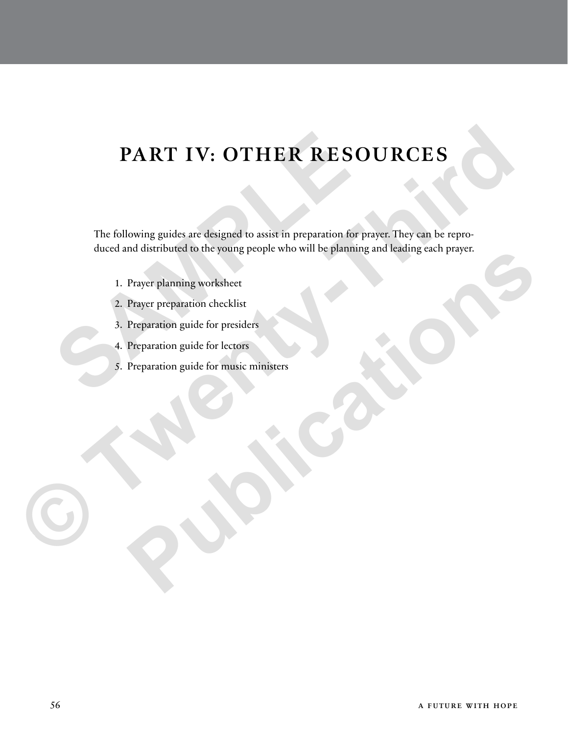# PART IV: OTHER RESOURCES

The following guides are designed to assist in preparation for prayer. They can be reproduced and distributed to the young people who will be planning and leading each prayer.

1. Prayer planning worksheet
2. Prayer preparation checklist
3. Preparation guide for presiders
4. Preparation guide for lectors
5. Preparation guide for music ministers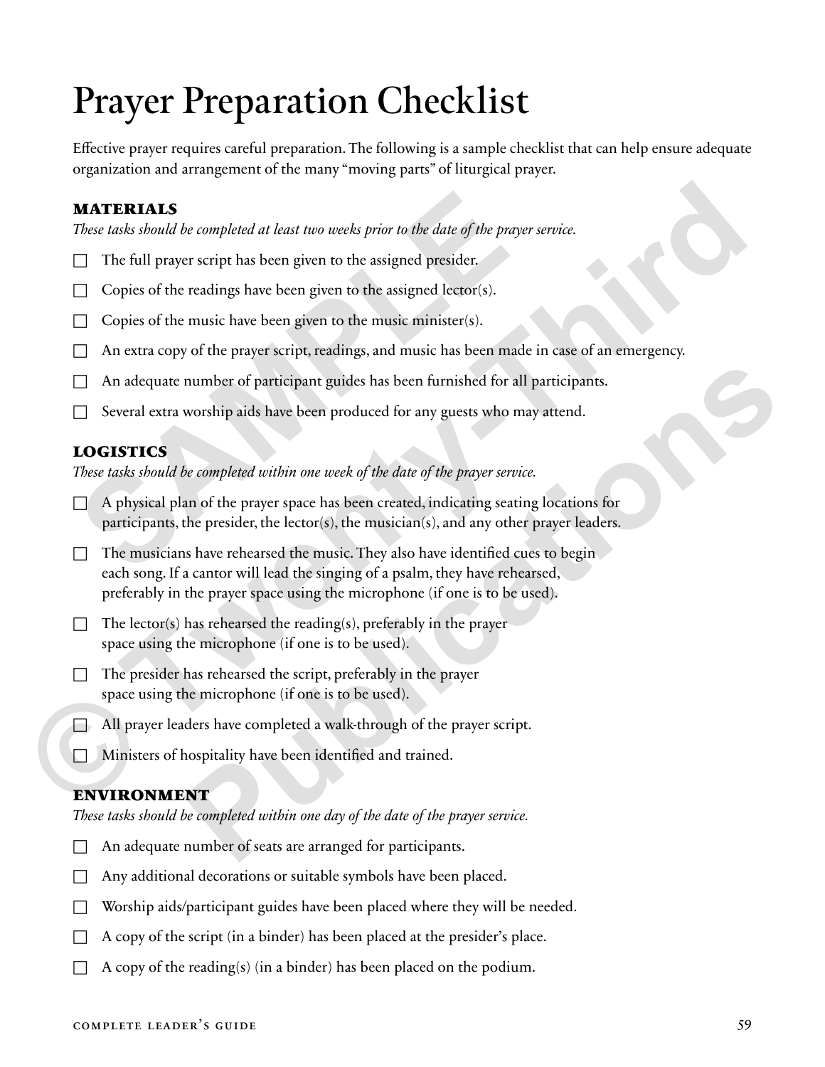# Prayer Preparation Checklist

Effective prayer requires careful preparation. The following is a sample checklist that can help ensure adequate organization and arrangement of the many "moving parts" of liturgical prayer.

## MATERIALS

*These tasks should be completed at least two weeks prior to the date of the prayer service.*

- ☐ The full prayer script has been given to the assigned presider.
- ☐ Copies of the readings have been given to the assigned lector(s).
- ☐ Copies of the music have been given to the music minister(s).
- ☐ An extra copy of the prayer script, readings, and music has been made in case of an emergency.
- ☐ An adequate number of participant guides has been furnished for all participants.
- ☐ Several extra worship aids have been produced for any guests who may attend.

## LOGISTICS

*These tasks should be completed within one week of the date of the prayer service.*

- ☐ A physical plan of the prayer space has been created, indicating seating locations for participants, the presider, the lector(s), the musician(s), and any other prayer leaders.
- ☐ The musicians have rehearsed the music. They also have identified cues to begin each song. If a cantor will lead the singing of a psalm, they have rehearsed, preferably in the prayer space using the microphone (if one is to be used).
- ☐ The lector(s) has rehearsed the reading(s), preferably in the prayer space using the microphone (if one is to be used).
- ☐ The presider has rehearsed the script, preferably in the prayer space using the microphone (if one is to be used).
- ☐ All prayer leaders have completed a walk-through of the prayer script.
- ☐ Ministers of hospitality have been identified and trained.

## ENVIRONMENT

*These tasks should be completed within one day of the date of the prayer service.*

- ☐ An adequate number of seats are arranged for participants.
- ☐ Any additional decorations or suitable symbols have been placed.
- ☐ Worship aids/participant guides have been placed where they will be needed.
- ☐ A copy of the script (in a binder) has been placed at the presider's place.
- ☐ A copy of the reading(s) (in a binder) has been placed on the podium.